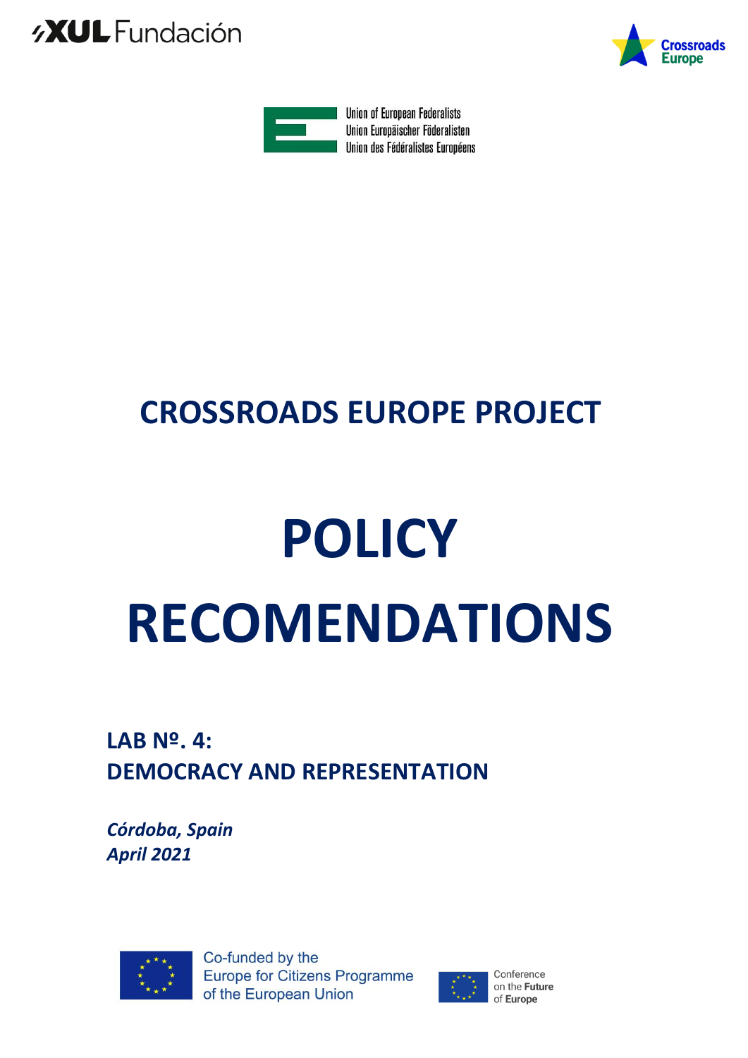XUL Fundación

Crossroads Europe

Union of European Federalists
Union Europäischer Föderalisten
Union des Fédéralistes Européens

# CROSSROADS EUROPE PROJECT

# POLICY RECOMENDATIONS

## LAB Nº. 4:
## DEMOCRACY AND REPRESENTATION

***Córdoba, Spain***
***April 2021***

Co-funded by the Europe for Citizens Programme of the European Union

Conference on the Future of Europe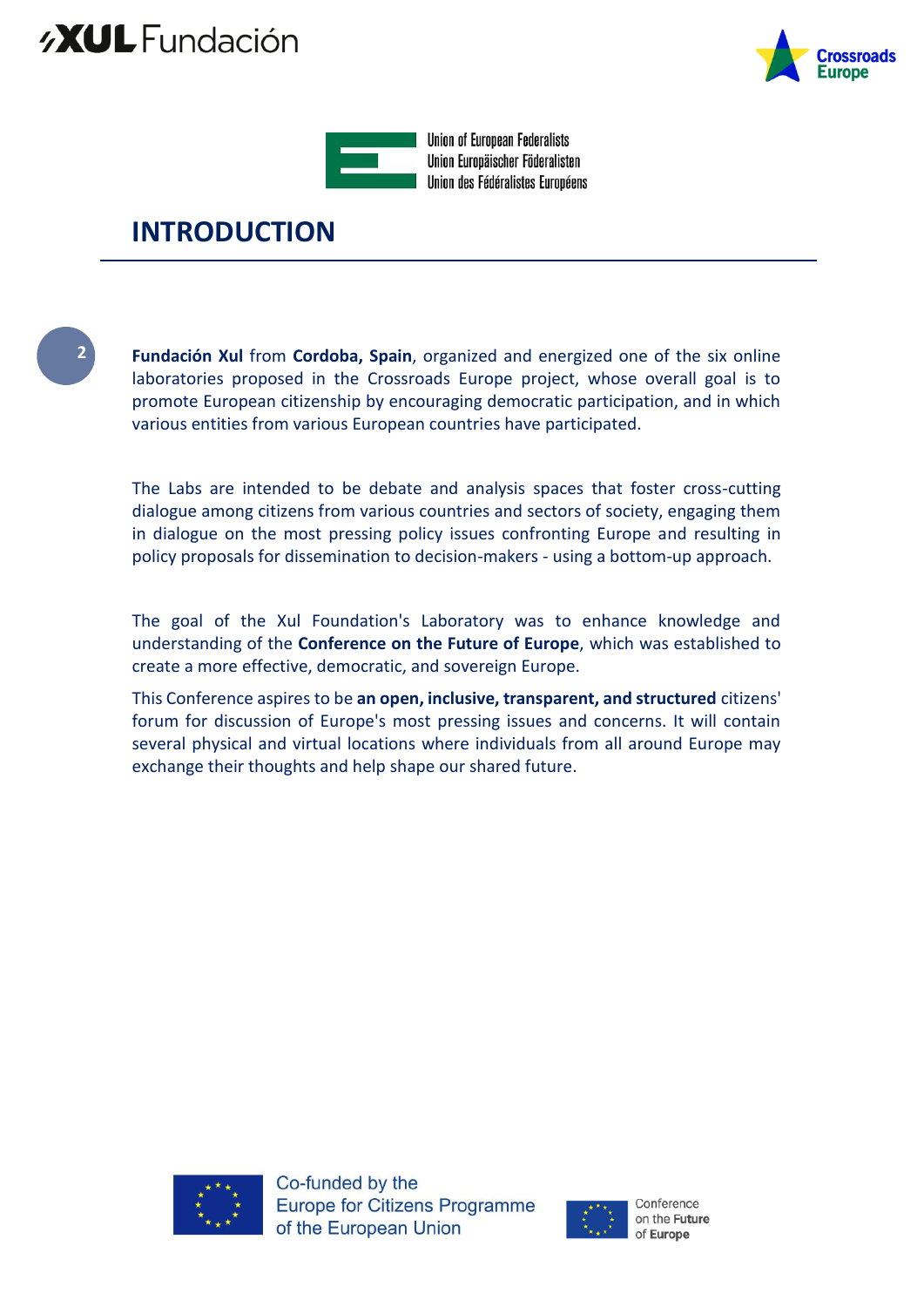## INTRODUCTION

**Fundación Xul** from **Cordoba, Spain**, organized and energized one of the six online laboratories proposed in the Crossroads Europe project, whose overall goal is to promote European citizenship by encouraging democratic participation, and in which various entities from various European countries have participated.

The Labs are intended to be debate and analysis spaces that foster cross-cutting dialogue among citizens from various countries and sectors of society, engaging them in dialogue on the most pressing policy issues confronting Europe and resulting in policy proposals for dissemination to decision-makers - using a bottom-up approach.

The goal of the Xul Foundation's Laboratory was to enhance knowledge and understanding of the **Conference on the Future of Europe**, which was established to create a more effective, democratic, and sovereign Europe.

This Conference aspires to be **an open, inclusive, transparent, and structured** citizens' forum for discussion of Europe's most pressing issues and concerns. It will contain several physical and virtual locations where individuals from all around Europe may exchange their thoughts and help shape our shared future.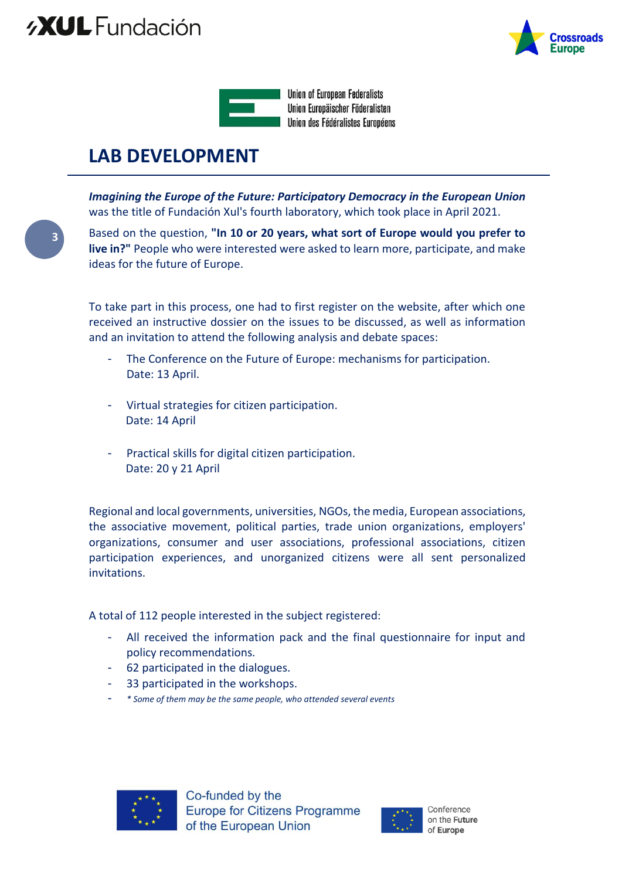# LAB DEVELOPMENT

***Imagining the Europe of the Future: Participatory Democracy in the European Union*** was the title of Fundación Xul's fourth laboratory, which took place in April 2021.

Based on the question, **"In 10 or 20 years, what sort of Europe would you prefer to live in?"** People who were interested were asked to learn more, participate, and make ideas for the future of Europe.

To take part in this process, one had to first register on the website, after which one received an instructive dossier on the issues to be discussed, as well as information and an invitation to attend the following analysis and debate spaces:

- The Conference on the Future of Europe: mechanisms for participation.
  Date: 13 April.
- Virtual strategies for citizen participation.
  Date: 14 April
- Practical skills for digital citizen participation.
  Date: 20 y 21 April

Regional and local governments, universities, NGOs, the media, European associations, the associative movement, political parties, trade union organizations, employers' organizations, consumer and user associations, professional associations, citizen participation experiences, and unorganized citizens were all sent personalized invitations.

A total of 112 people interested in the subject registered:

- All received the information pack and the final questionnaire for input and policy recommendations.
- 62 participated in the dialogues.
- 33 participated in the workshops.
- *\* Some of them may be the same people, who attended several events*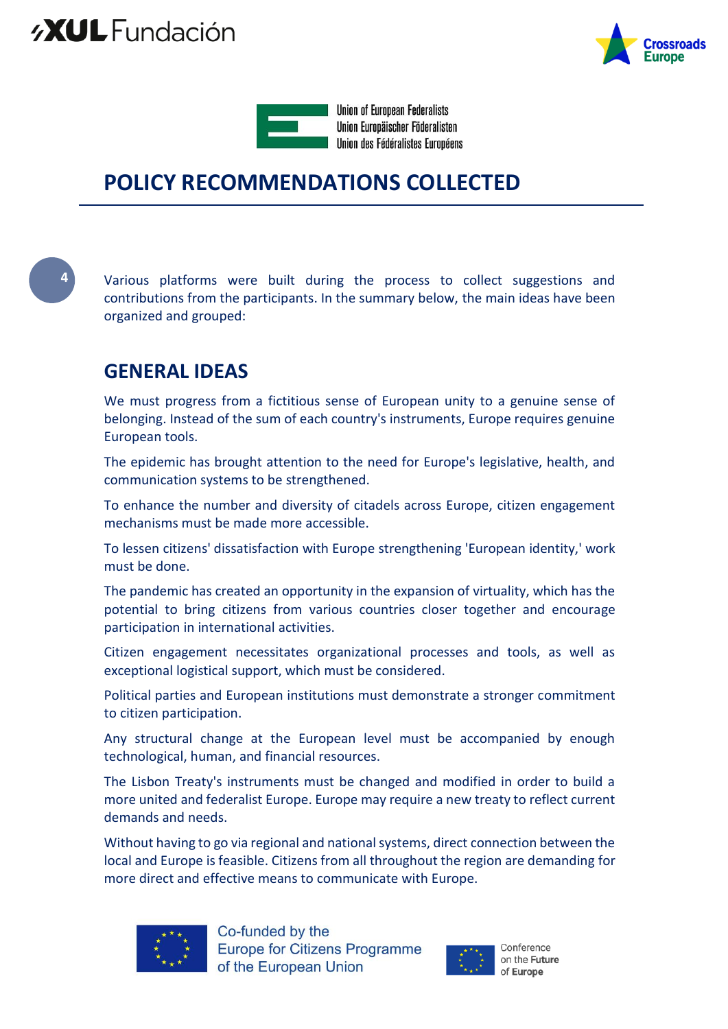# POLICY RECOMMENDATIONS COLLECTED

Various platforms were built during the process to collect suggestions and contributions from the participants. In the summary below, the main ideas have been organized and grouped:

## GENERAL IDEAS

We must progress from a fictitious sense of European unity to a genuine sense of belonging. Instead of the sum of each country's instruments, Europe requires genuine European tools.

The epidemic has brought attention to the need for Europe's legislative, health, and communication systems to be strengthened.

To enhance the number and diversity of citadels across Europe, citizen engagement mechanisms must be made more accessible.

To lessen citizens' dissatisfaction with Europe strengthening 'European identity,' work must be done.

The pandemic has created an opportunity in the expansion of virtuality, which has the potential to bring citizens from various countries closer together and encourage participation in international activities.

Citizen engagement necessitates organizational processes and tools, as well as exceptional logistical support, which must be considered.

Political parties and European institutions must demonstrate a stronger commitment to citizen participation.

Any structural change at the European level must be accompanied by enough technological, human, and financial resources.

The Lisbon Treaty's instruments must be changed and modified in order to build a more united and federalist Europe. Europe may require a new treaty to reflect current demands and needs.

Without having to go via regional and national systems, direct connection between the local and Europe is feasible. Citizens from all throughout the region are demanding for more direct and effective means to communicate with Europe.

Co-funded by the Europe for Citizens Programme of the European Union

Conference on the Future of Europe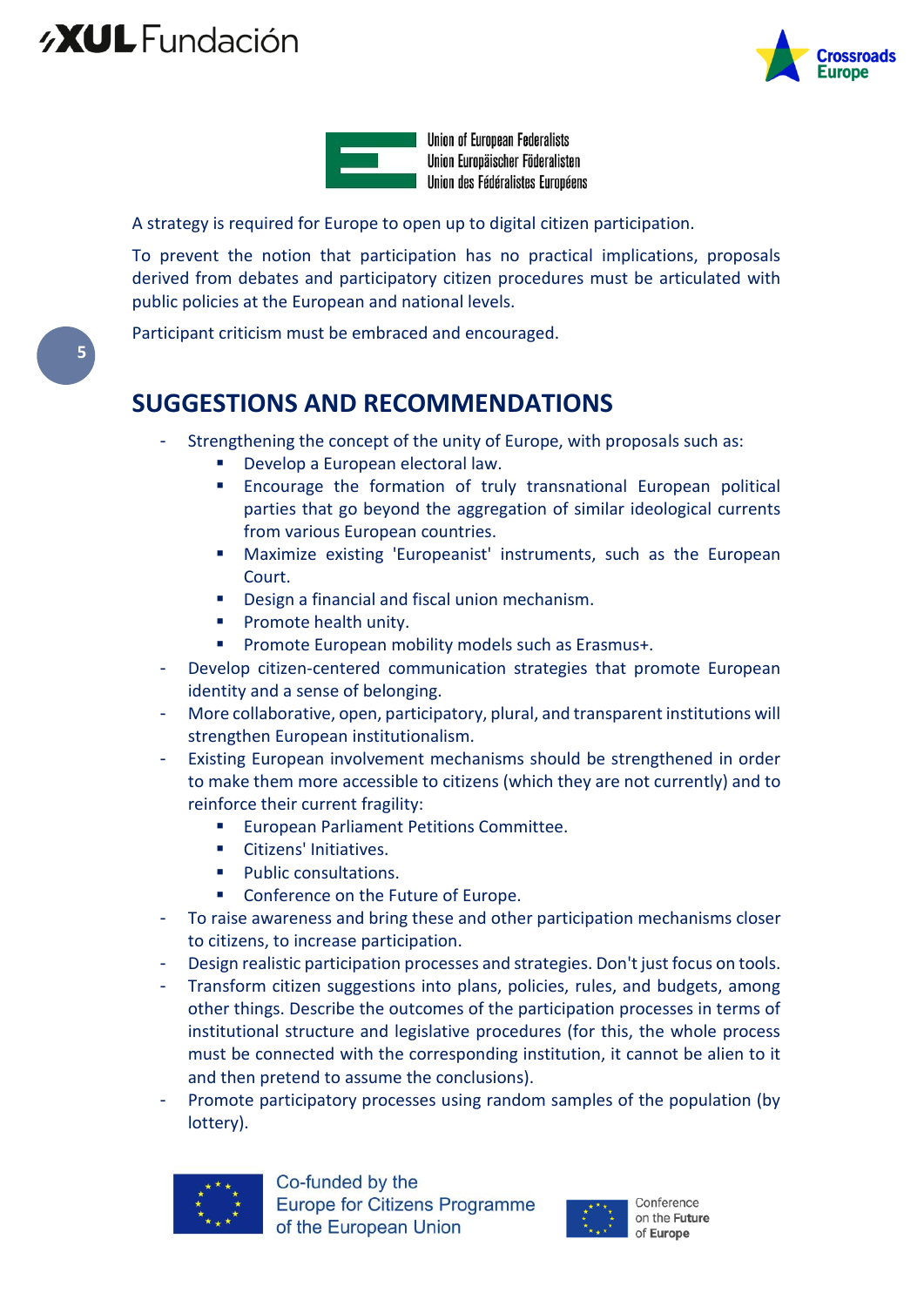A strategy is required for Europe to open up to digital citizen participation.

To prevent the notion that participation has no practical implications, proposals derived from debates and participatory citizen procedures must be articulated with public policies at the European and national levels.

Participant criticism must be embraced and encouraged.

## SUGGESTIONS AND RECOMMENDATIONS

- Strengthening the concept of the unity of Europe, with proposals such as:
  - Develop a European electoral law.
  - Encourage the formation of truly transnational European political parties that go beyond the aggregation of similar ideological currents from various European countries.
  - Maximize existing 'Europeanist' instruments, such as the European Court.
  - Design a financial and fiscal union mechanism.
  - Promote health unity.
  - Promote European mobility models such as Erasmus+.
- Develop citizen-centered communication strategies that promote European identity and a sense of belonging.
- More collaborative, open, participatory, plural, and transparent institutions will strengthen European institutionalism.
- Existing European involvement mechanisms should be strengthened in order to make them more accessible to citizens (which they are not currently) and to reinforce their current fragility:
  - European Parliament Petitions Committee.
  - Citizens' Initiatives.
  - Public consultations.
  - Conference on the Future of Europe.
- To raise awareness and bring these and other participation mechanisms closer to citizens, to increase participation.
- Design realistic participation processes and strategies. Don't just focus on tools.
- Transform citizen suggestions into plans, policies, rules, and budgets, among other things. Describe the outcomes of the participation processes in terms of institutional structure and legislative procedures (for this, the whole process must be connected with the corresponding institution, it cannot be alien to it and then pretend to assume the conclusions).
- Promote participatory processes using random samples of the population (by lottery).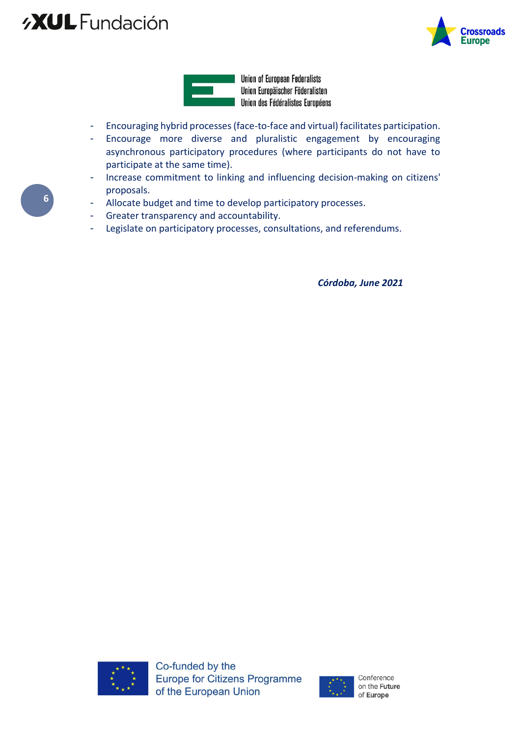- Encouraging hybrid processes (face-to-face and virtual) facilitates participation.
- Encourage more diverse and pluralistic engagement by encouraging asynchronous participatory procedures (where participants do not have to participate at the same time).
- Increase commitment to linking and influencing decision-making on citizens' proposals.
- Allocate budget and time to develop participatory processes.
- Greater transparency and accountability.
- Legislate on participatory processes, consultations, and referendums.

***Córdoba, June 2021***

Co-funded by the Europe for Citizens Programme of the European Union

Conference on the Future of Europe